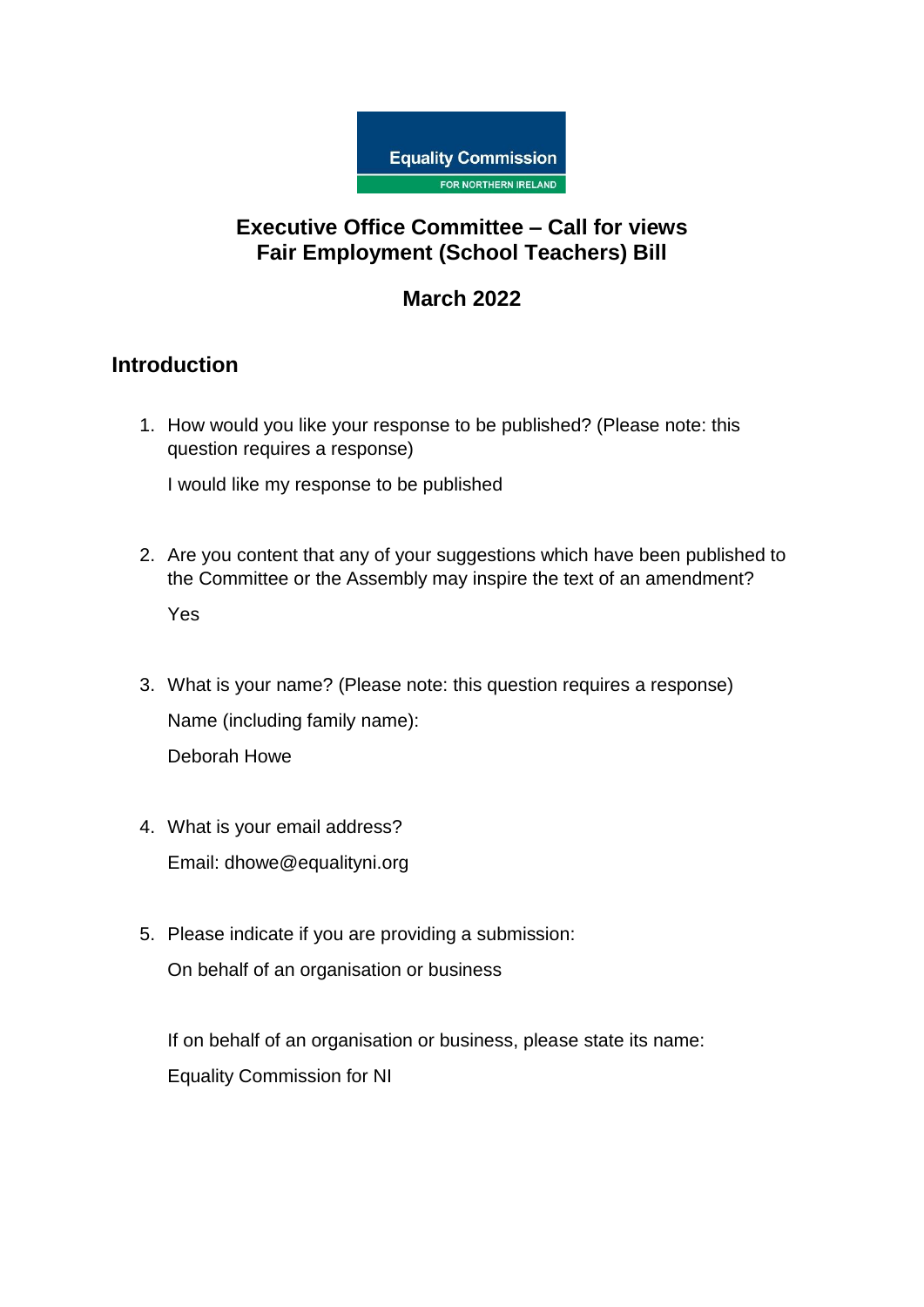Equality Commission
FOR NORTHERN IRELAND

# Executive Office Committee – Call for views
# Fair Employment (School Teachers) Bill

## March 2022

## Introduction

1. How would you like your response to be published? (Please note: this question requires a response)

   I would like my response to be published

2. Are you content that any of your suggestions which have been published to the Committee or the Assembly may inspire the text of an amendment?

   Yes

3. What is your name? (Please note: this question requires a response)

   Name (including family name):

   Deborah Howe

4. What is your email address?

   Email: dhowe@equalityni.org

5. Please indicate if you are providing a submission:

   On behalf of an organisation or business

   If on behalf of an organisation or business, please state its name:

   Equality Commission for NI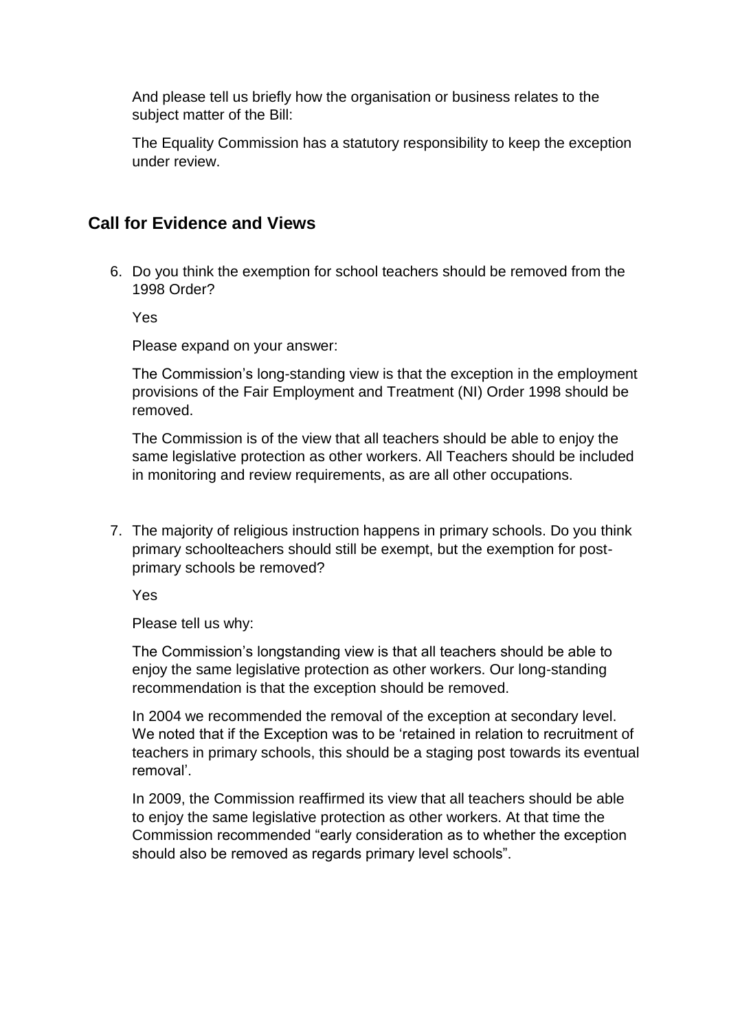And please tell us briefly how the organisation or business relates to the subject matter of the Bill:

The Equality Commission has a statutory responsibility to keep the exception under review.

## Call for Evidence and Views

6. Do you think the exemption for school teachers should be removed from the 1998 Order?

   Yes

   Please expand on your answer:

   The Commission's long-standing view is that the exception in the employment provisions of the Fair Employment and Treatment (NI) Order 1998 should be removed.

   The Commission is of the view that all teachers should be able to enjoy the same legislative protection as other workers. All Teachers should be included in monitoring and review requirements, as are all other occupations.

7. The majority of religious instruction happens in primary schools. Do you think primary schoolteachers should still be exempt, but the exemption for post-primary schools be removed?

   Yes

   Please tell us why:

   The Commission's longstanding view is that all teachers should be able to enjoy the same legislative protection as other workers. Our long-standing recommendation is that the exception should be removed.

   In 2004 we recommended the removal of the exception at secondary level. We noted that if the Exception was to be 'retained in relation to recruitment of teachers in primary schools, this should be a staging post towards its eventual removal'.

   In 2009, the Commission reaffirmed its view that all teachers should be able to enjoy the same legislative protection as other workers. At that time the Commission recommended "early consideration as to whether the exception should also be removed as regards primary level schools".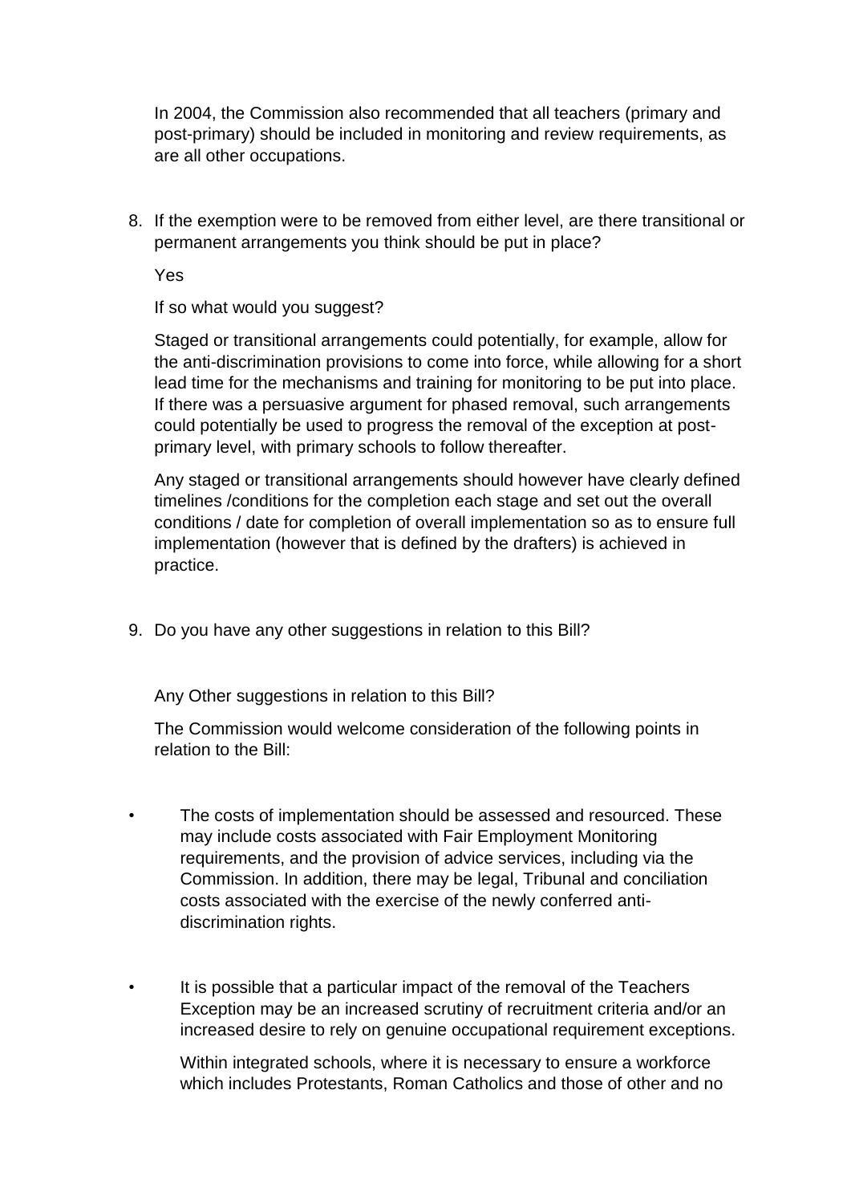In 2004, the Commission also recommended that all teachers (primary and post-primary) should be included in monitoring and review requirements, as are all other occupations.

8. If the exemption were to be removed from either level, are there transitional or permanent arrangements you think should be put in place?

   Yes

   If so what would you suggest?

   Staged or transitional arrangements could potentially, for example, allow for the anti-discrimination provisions to come into force, while allowing for a short lead time for the mechanisms and training for monitoring to be put into place. If there was a persuasive argument for phased removal, such arrangements could potentially be used to progress the removal of the exception at post-primary level, with primary schools to follow thereafter.

   Any staged or transitional arrangements should however have clearly defined timelines /conditions for the completion each stage and set out the overall conditions / date for completion of overall implementation so as to ensure full implementation (however that is defined by the drafters) is achieved in practice.

9. Do you have any other suggestions in relation to this Bill?

   Any Other suggestions in relation to this Bill?

   The Commission would welcome consideration of the following points in relation to the Bill:

- The costs of implementation should be assessed and resourced. These may include costs associated with Fair Employment Monitoring requirements, and the provision of advice services, including via the Commission. In addition, there may be legal, Tribunal and conciliation costs associated with the exercise of the newly conferred anti-discrimination rights.

- It is possible that a particular impact of the removal of the Teachers Exception may be an increased scrutiny of recruitment criteria and/or an increased desire to rely on genuine occupational requirement exceptions.

  Within integrated schools, where it is necessary to ensure a workforce which includes Protestants, Roman Catholics and those of other and no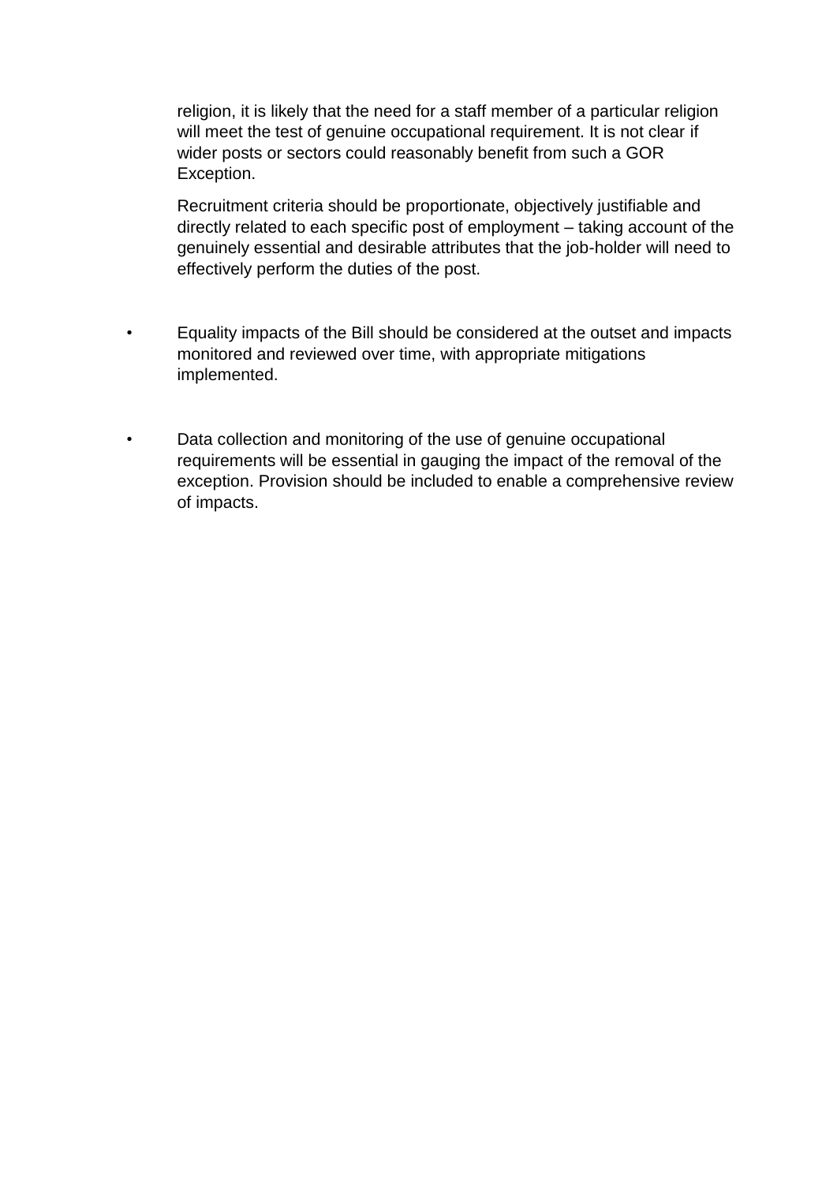religion, it is likely that the need for a staff member of a particular religion will meet the test of genuine occupational requirement. It is not clear if wider posts or sectors could reasonably benefit from such a GOR Exception.

Recruitment criteria should be proportionate, objectively justifiable and directly related to each specific post of employment – taking account of the genuinely essential and desirable attributes that the job-holder will need to effectively perform the duties of the post.

- Equality impacts of the Bill should be considered at the outset and impacts monitored and reviewed over time, with appropriate mitigations implemented.

- Data collection and monitoring of the use of genuine occupational requirements will be essential in gauging the impact of the removal of the exception. Provision should be included to enable a comprehensive review of impacts.